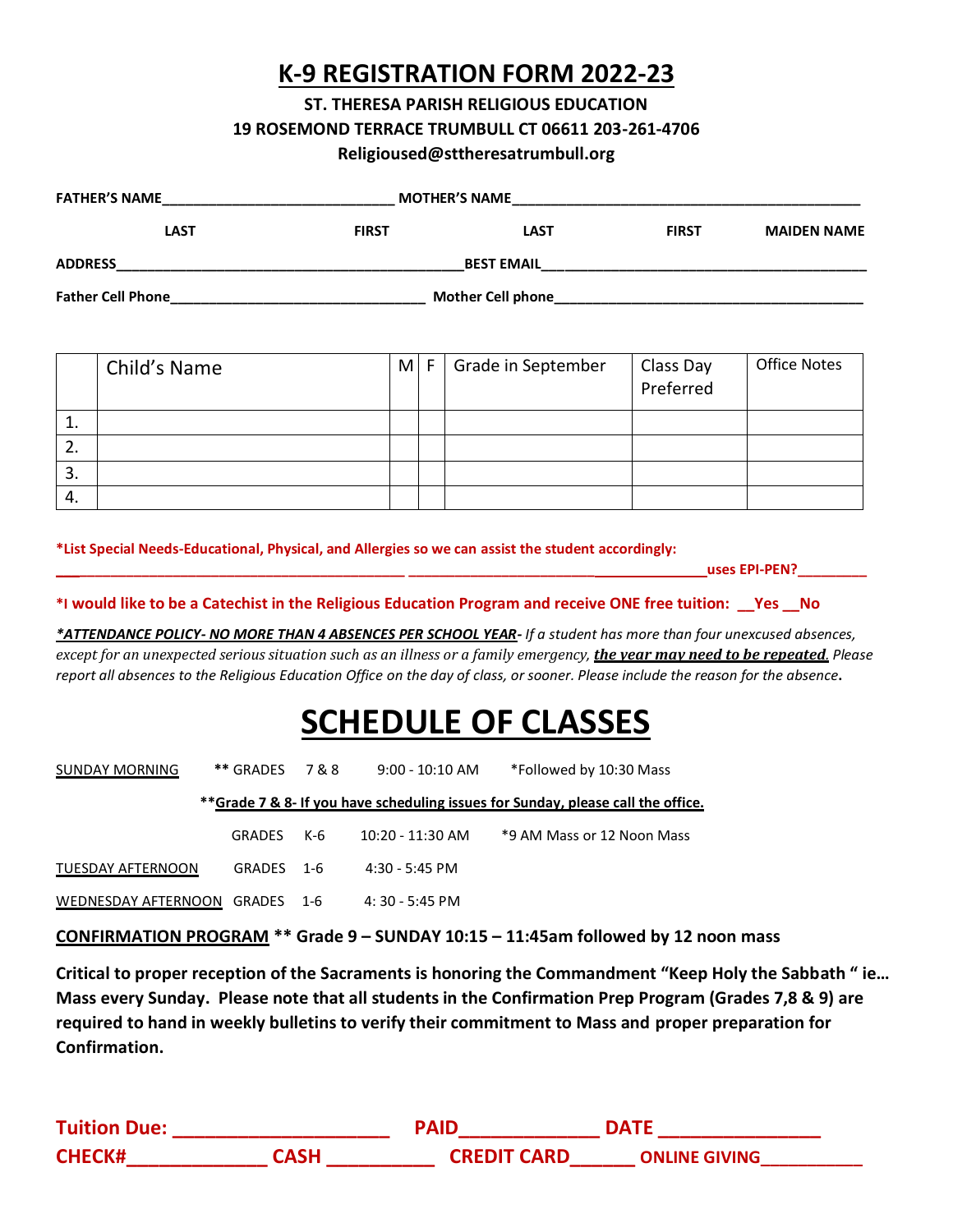# K-9 REGISTRATION FORM 2022-23

**ST. THERESA PARISH RELIGIOUS EDUCATION**
**19 ROSEMOND TERRACE TRUMBULL CT 06611 203-261-4706**
**Religioused@sttheresatrumbull.org**

**FATHER'S NAME**_____________________________ **MOTHER'S NAME**___________________________________________

**LAST** **FIRST** **LAST** **FIRST** **MAIDEN NAME**

**ADDRESS**___________________________________________**BEST EMAIL**________________________________________

**Father Cell Phone**________________________________ **Mother Cell phone**_______________________________________

| | Child's Name | M | F | Grade in September | Class Day Preferred | Office Notes |
|---|---|---|---|---|---|---|
| 1. | | | | | | |
| 2. | | | | | | |
| 3. | | | | | | |
| 4. | | | | | | |

**\*List Special Needs-Educational, Physical, and Allergies so we can assist the student accordingly:**

___________________________________________ _____________________________________**uses EPI-PEN?**_________

**\*I would like to be a Catechist in the Religious Education Program and receive ONE free tuition: __Yes __No**

***<u>\*ATTENDANCE POLICY- NO MORE THAN 4 ABSENCES PER SCHOOL YEAR</u>-*** *If a student has more than four unexcused absences, except for an unexpected serious situation such as an illness or a family emergency, **<u>the year may need to be repeated.</u>** Please report all absences to the Religious Education Office on the day of class, or sooner. Please include the reason for the absence.*

# SCHEDULE OF CLASSES

<u>SUNDAY MORNING</u> **\*\*** GRADES 7 & 8 9:00 - 10:10 AM \*Followed by 10:30 Mass

**\*\*<u>Grade 7 & 8- If you have scheduling issues for Sunday, please call the office.</u>**

GRADES K-6 10:20 - 11:30 AM \*9 AM Mass or 12 Noon Mass

<u>TUESDAY AFTERNOON</u> GRADES 1-6 4:30 - 5:45 PM

<u>WEDNESDAY AFTERNOON</u> GRADES 1-6 4: 30 - 5:45 PM

**<u>CONFIRMATION PROGRAM</u> \*\* Grade 9 – SUNDAY 10:15 – 11:45am followed by 12 noon mass**

**Critical to proper reception of the Sacraments is honoring the Commandment "Keep Holy the Sabbath " ie… Mass every Sunday. Please note that all students in the Confirmation Prep Program (Grades 7,8 & 9) are required to hand in weekly bulletins to verify their commitment to Mass and proper preparation for Confirmation.**

**Tuition Due:** ____________________ **PAID**_____________ **DATE** _______________

**CHECK#**_____________ **CASH** __________ **CREDIT CARD**______ **ONLINE GIVING**__________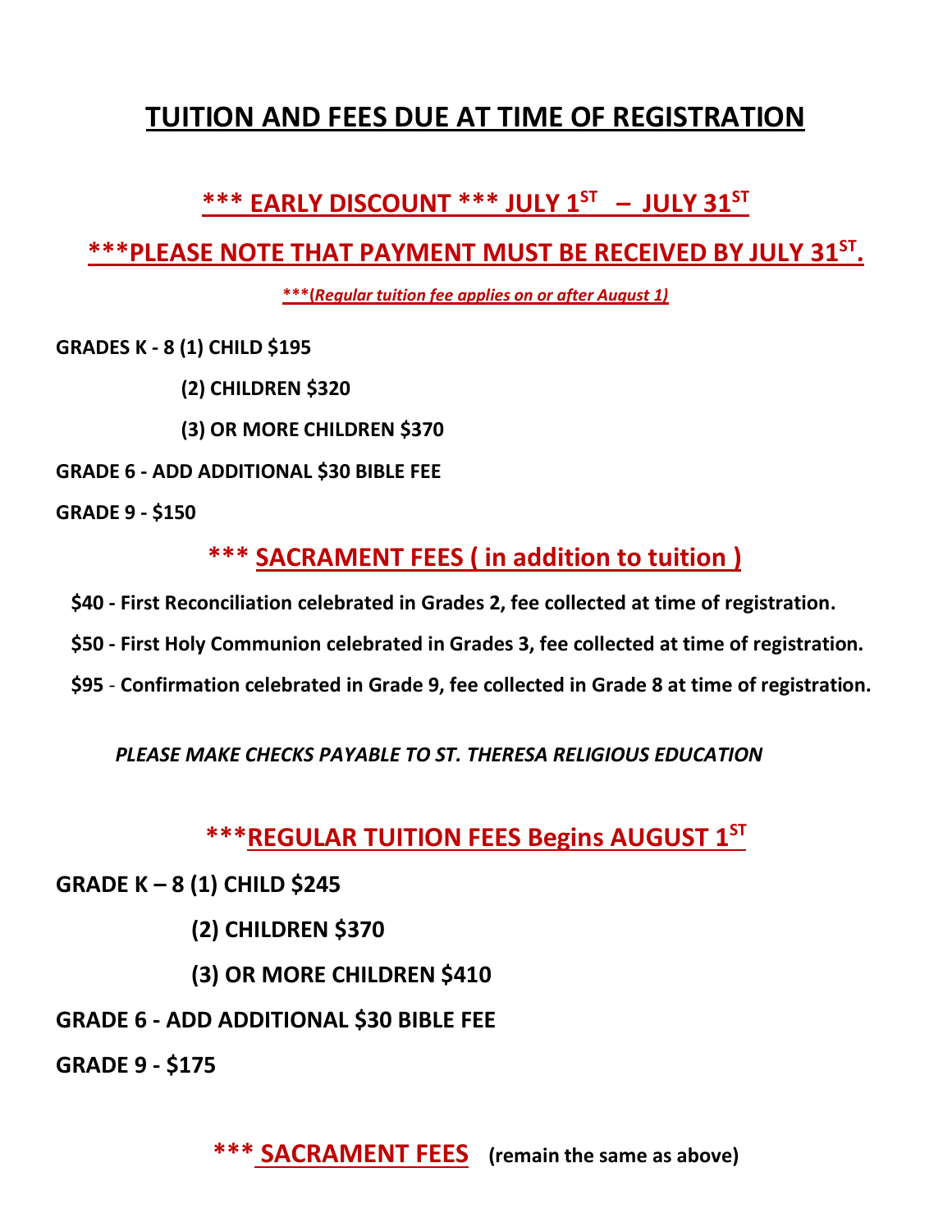# TUITION AND FEES DUE AT TIME OF REGISTRATION

## *** EARLY DISCOUNT *** JULY 1ST – JULY 31ST

## ***PLEASE NOTE THAT PAYMENT MUST BE RECEIVED BY JULY 31ST.

***(*Regular tuition fee applies on or after August 1)*

**GRADES K - 8 (1) CHILD $195**

**(2) CHILDREN $320**

**(3) OR MORE CHILDREN $370**

**GRADE 6 - ADD ADDITIONAL $30 BIBLE FEE**

**GRADE 9 - $150**

## *** SACRAMENT FEES ( in addition to tuition )

**$40 - First Reconciliation celebrated in Grades 2, fee collected at time of registration.**

**$50 - First Holy Communion celebrated in Grades 3, fee collected at time of registration.**

**$95 - Confirmation celebrated in Grade 9, fee collected in Grade 8 at time of registration.**

*PLEASE MAKE CHECKS PAYABLE TO ST. THERESA RELIGIOUS EDUCATION*

## ***REGULAR TUITION FEES Begins AUGUST 1ST

**GRADE K – 8 (1) CHILD $245**

**(2) CHILDREN $370**

**(3) OR MORE CHILDREN $410**

**GRADE 6 - ADD ADDITIONAL $30 BIBLE FEE**

**GRADE 9 - $175**

## *** SACRAMENT FEES (remain the same as above)